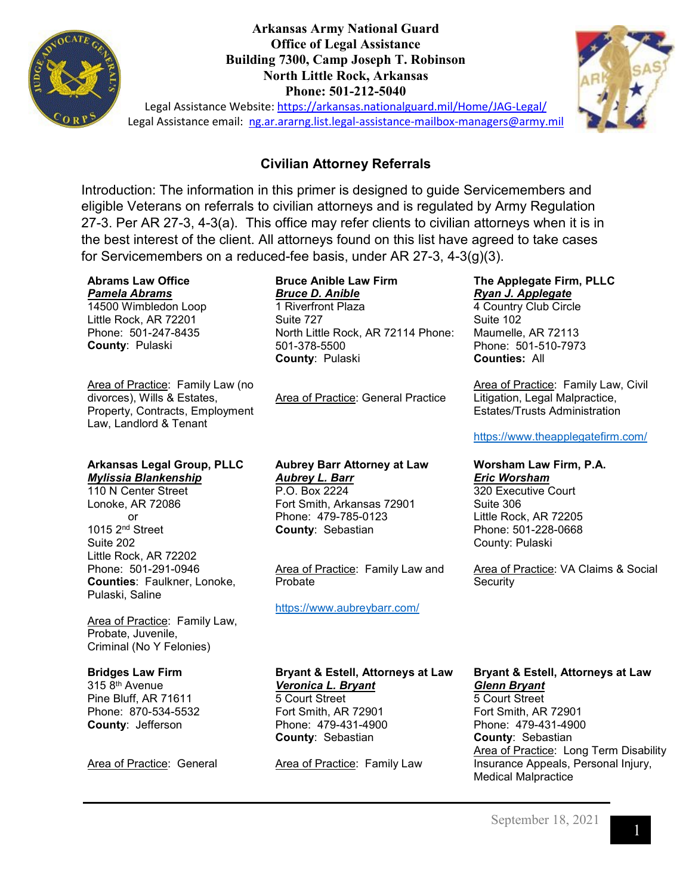**Arkansas Army National Guard**
**Office of Legal Assistance**
**Building 7300, Camp Joseph T. Robinson**
**North Little Rock, Arkansas**
**Phone: 501-212-5040**

Legal Assistance Website: https://arkansas.nationalguard.mil/Home/JAG-Legal/
Legal Assistance email: ng.ar.ararng.list.legal-assistance-mailbox-managers@army.mil

## Civilian Attorney Referrals

Introduction: The information in this primer is designed to guide Servicemembers and eligible Veterans on referrals to civilian attorneys and is regulated by Army Regulation 27-3. Per AR 27-3, 4-3(a). This office may refer clients to civilian attorneys when it is in the best interest of the client. All attorneys found on this list have agreed to take cases for Servicemembers on a reduced-fee basis, under AR 27-3, 4-3(g)(3).

**Abrams Law Office**
***Pamela Abrams***
14500 Wimbledon Loop
Little Rock, AR 72201
Phone: 501-247-8435
**County**: Pulaski

Area of Practice: Family Law (no divorces), Wills & Estates, Property, Contracts, Employment Law, Landlord & Tenant

**Bruce Anible Law Firm**
***Bruce D. Anible***
1 Riverfront Plaza
Suite 727
North Little Rock, AR 72114 Phone: 501-378-5500
**County**: Pulaski

Area of Practice: General Practice

**The Applegate Firm, PLLC**
***Ryan J. Applegate***
4 Country Club Circle
Suite 102
Maumelle, AR 72113
Phone: 501-510-7973
**Counties:** All

Area of Practice: Family Law, Civil Litigation, Legal Malpractice, Estates/Trusts Administration

https://www.theapplegatefirm.com/

**Arkansas Legal Group, PLLC**
***Mylissia Blankenship***
110 N Center Street
Lonoke, AR 72086
or
1015 2nd Street
Suite 202
Little Rock, AR 72202
Phone: 501-291-0946
**Counties**: Faulkner, Lonoke, Pulaski, Saline

Area of Practice: Family Law, Probate, Juvenile, Criminal (No Y Felonies)

**Aubrey Barr Attorney at Law**
***Aubrey L. Barr***
P.O. Box 2224
Fort Smith, Arkansas 72901
Phone: 479-785-0123
**County**: Sebastian

Area of Practice: Family Law and Probate

https://www.aubreybarr.com/

**Worsham Law Firm, P.A.**
***Eric Worsham***
320 Executive Court
Suite 306
Little Rock, AR 72205
Phone: 501-228-0668
County: Pulaski

Area of Practice: VA Claims & Social Security

**Bridges Law Firm**
315 8th Avenue
Pine Bluff, AR 71611
Phone: 870-534-5532
**County**: Jefferson

Area of Practice: General

**Bryant & Estell, Attorneys at Law**
***Veronica L. Bryant***
5 Court Street
Fort Smith, AR 72901
Phone: 479-431-4900
**County**: Sebastian

Area of Practice: Family Law

**Bryant & Estell, Attorneys at Law**
***Glenn Bryant***
5 Court Street
Fort Smith, AR 72901
Phone: 479-431-4900
**County**: Sebastian
Area of Practice: Long Term Disability Insurance Appeals, Personal Injury, Medical Malpractice

September 18, 2021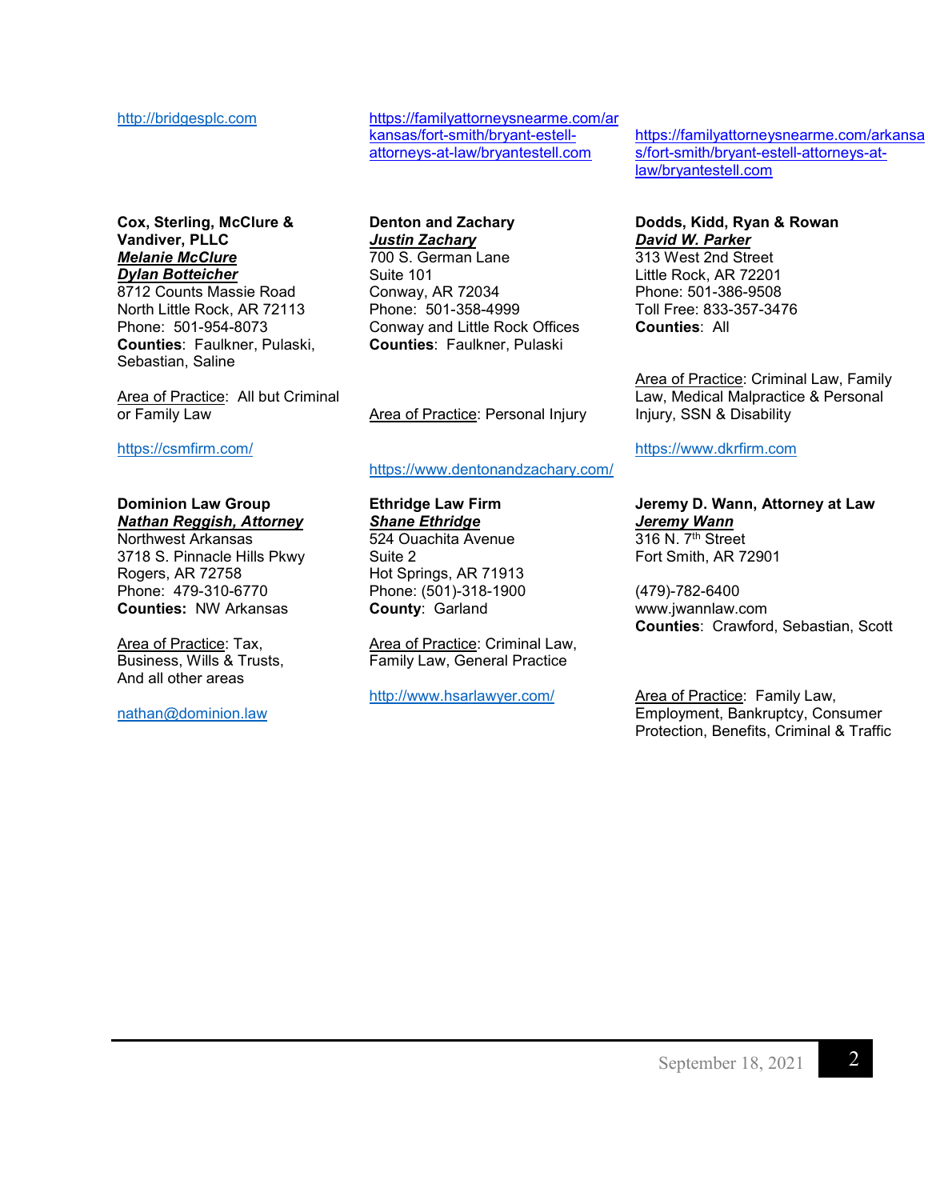http://bridgesplc.com

https://familyattorneysnearme.com/arkansas/fort-smith/bryant-estell-attorneys-at-law/bryantestell.com

https://familyattorneysnearme.com/arkansas/fort-smith/bryant-estell-attorneys-at-law/bryantestell.com

**Cox, Sterling, McClure & Vandiver, PLLC**
***Melanie McClure***
***Dylan Botteicher***
8712 Counts Massie Road
North Little Rock, AR 72113
Phone: 501-954-8073
**Counties**: Faulkner, Pulaski, Sebastian, Saline

Area of Practice: All but Criminal or Family Law

https://csmfirm.com/

**Denton and Zachary**
***Justin Zachary***
700 S. German Lane
Suite 101
Conway, AR 72034
Phone: 501-358-4999
Conway and Little Rock Offices
**Counties**: Faulkner, Pulaski

Area of Practice: Personal Injury

https://www.dentonandzachary.com/

**Dodds, Kidd, Ryan & Rowan**
***David W. Parker***
313 West 2nd Street
Little Rock, AR 72201
Phone: 501-386-9508
Toll Free: 833-357-3476
**Counties**: All

Area of Practice: Criminal Law, Family Law, Medical Malpractice & Personal Injury, SSN & Disability

https://www.dkrfirm.com

**Dominion Law Group**
***Nathan Reggish, Attorney***
Northwest Arkansas
3718 S. Pinnacle Hills Pkwy
Rogers, AR 72758
Phone: 479-310-6770
**Counties:** NW Arkansas

Area of Practice: Tax, Business, Wills & Trusts, And all other areas

nathan@dominion.law

**Ethridge Law Firm**
***Shane Ethridge***
524 Ouachita Avenue
Suite 2
Hot Springs, AR 71913
Phone: (501)-318-1900
**County**: Garland

Area of Practice: Criminal Law, Family Law, General Practice

http://www.hsarlawyer.com/

**Jeremy D. Wann, Attorney at Law**
***Jeremy Wann***
316 N. 7th Street
Fort Smith, AR 72901

(479)-782-6400
www.jwannlaw.com
**Counties**: Crawford, Sebastian, Scott

Area of Practice: Family Law, Employment, Bankruptcy, Consumer Protection, Benefits, Criminal & Traffic

September 18, 2021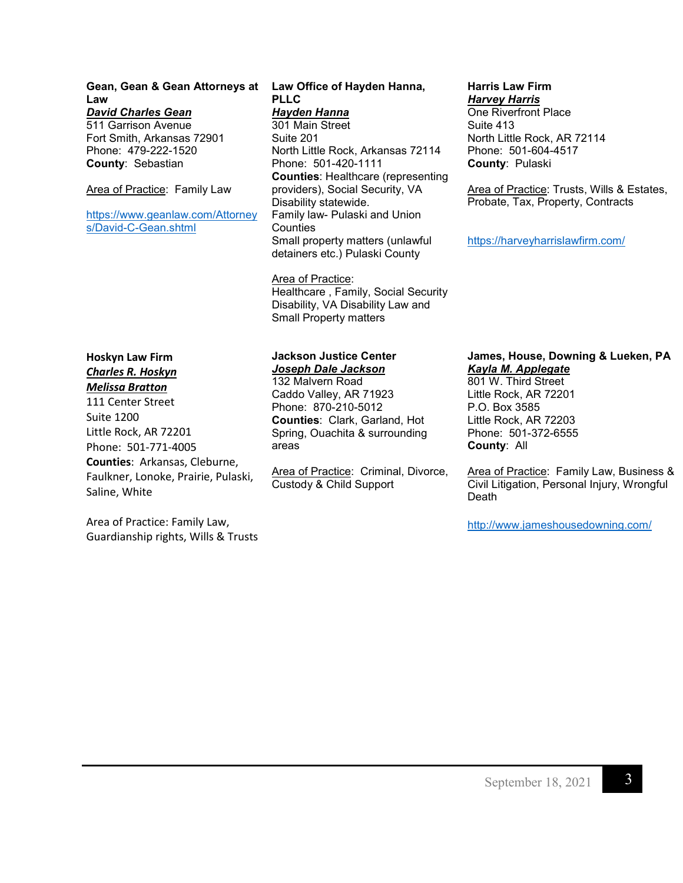**Gean, Gean & Gean Attorneys at Law**
***David Charles Gean***
511 Garrison Avenue
Fort Smith, Arkansas 72901
Phone: 479-222-1520
**County**: Sebastian

Area of Practice: Family Law

https://www.geanlaw.com/Attorneys/David-C-Gean.shtml

**Law Office of Hayden Hanna, PLLC**
***Hayden Hanna***
301 Main Street
Suite 201
North Little Rock, Arkansas 72114
Phone: 501-420-1111
**Counties**: Healthcare (representing providers), Social Security, VA Disability statewide.
Family law- Pulaski and Union Counties
Small property matters (unlawful detainers etc.) Pulaski County

Area of Practice:
Healthcare , Family, Social Security Disability, VA Disability Law and Small Property matters

**Harris Law Firm**
***Harvey Harris***
One Riverfront Place
Suite 413
North Little Rock, AR 72114
Phone: 501-604-4517
**County**: Pulaski

Area of Practice: Trusts, Wills & Estates, Probate, Tax, Property, Contracts

https://harveyharrislawfirm.com/

**Hoskyn Law Firm**
***Charles R. Hoskyn***
***Melissa Bratton***
111 Center Street
Suite 1200
Little Rock, AR 72201
Phone: 501-771-4005
**Counties**: Arkansas, Cleburne, Faulkner, Lonoke, Prairie, Pulaski, Saline, White

Area of Practice: Family Law, Guardianship rights, Wills & Trusts

**Jackson Justice Center**
***Joseph Dale Jackson***
132 Malvern Road
Caddo Valley, AR 71923
Phone: 870-210-5012
**Counties**: Clark, Garland, Hot Spring, Ouachita & surrounding areas

Area of Practice: Criminal, Divorce, Custody & Child Support

**James, House, Downing & Lueken, PA**
***Kayla M. Applegate***
801 W. Third Street
Little Rock, AR 72201
P.O. Box 3585
Little Rock, AR 72203
Phone: 501-372-6555
**County**: All

Area of Practice: Family Law, Business & Civil Litigation, Personal Injury, Wrongful Death

http://www.jameshousedowning.com/

September 18, 2021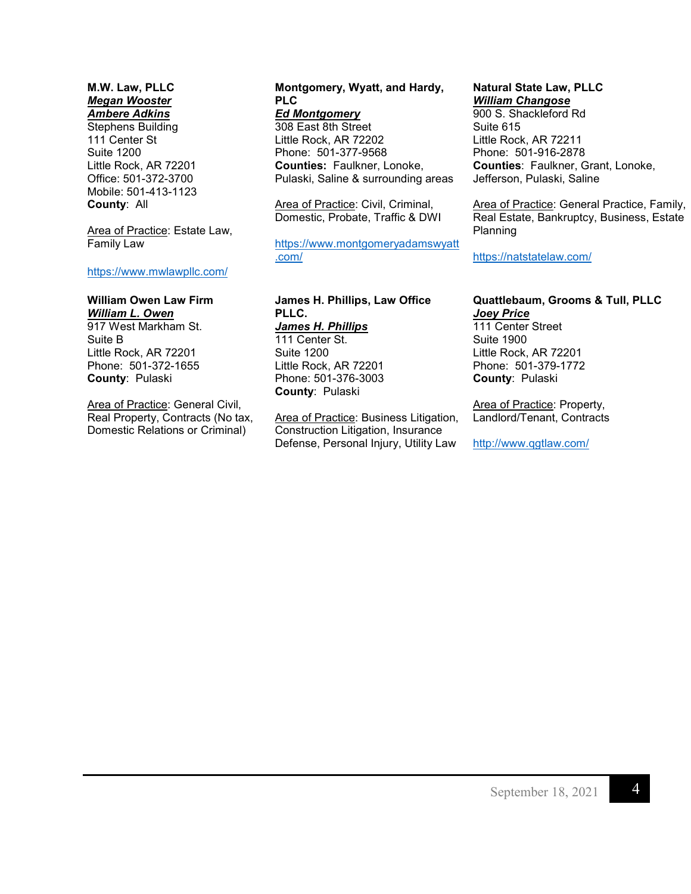**M.W. Law, PLLC**
***Megan Wooster***
***Ambere Adkins***
Stephens Building
111 Center St
Suite 1200
Little Rock, AR 72201
Office: 501-372-3700
Mobile: 501-413-1123
**County**: All

Area of Practice: Estate Law, Family Law

https://www.mwlawpllc.com/

**Montgomery, Wyatt, and Hardy, PLC**
***Ed Montgomery***
308 East 8th Street
Little Rock, AR 72202
Phone: 501-377-9568
**Counties:** Faulkner, Lonoke, Pulaski, Saline & surrounding areas

Area of Practice: Civil, Criminal, Domestic, Probate, Traffic & DWI

https://www.montgomeryadamswyatt.com/

**Natural State Law, PLLC**
***William Changose***
900 S. Shackleford Rd
Suite 615
Little Rock, AR 72211
Phone: 501-916-2878
**Counties**: Faulkner, Grant, Lonoke, Jefferson, Pulaski, Saline

Area of Practice: General Practice, Family, Real Estate, Bankruptcy, Business, Estate Planning

https://natstatelaw.com/

**William Owen Law Firm**
***William L. Owen***
917 West Markham St.
Suite B
Little Rock, AR 72201
Phone: 501-372-1655
**County**: Pulaski

Area of Practice: General Civil, Real Property, Contracts (No tax, Domestic Relations or Criminal)

**James H. Phillips, Law Office PLLC.**
***James H. Phillips***
111 Center St.
Suite 1200
Little Rock, AR 72201
Phone: 501-376-3003
**County**: Pulaski

Area of Practice: Business Litigation, Construction Litigation, Insurance Defense, Personal Injury, Utility Law

**Quattlebaum, Grooms & Tull, PLLC**
***Joey Price***
111 Center Street
Suite 1900
Little Rock, AR 72201
Phone: 501-379-1772
**County**: Pulaski

Area of Practice: Property, Landlord/Tenant, Contracts

http://www.qgtlaw.com/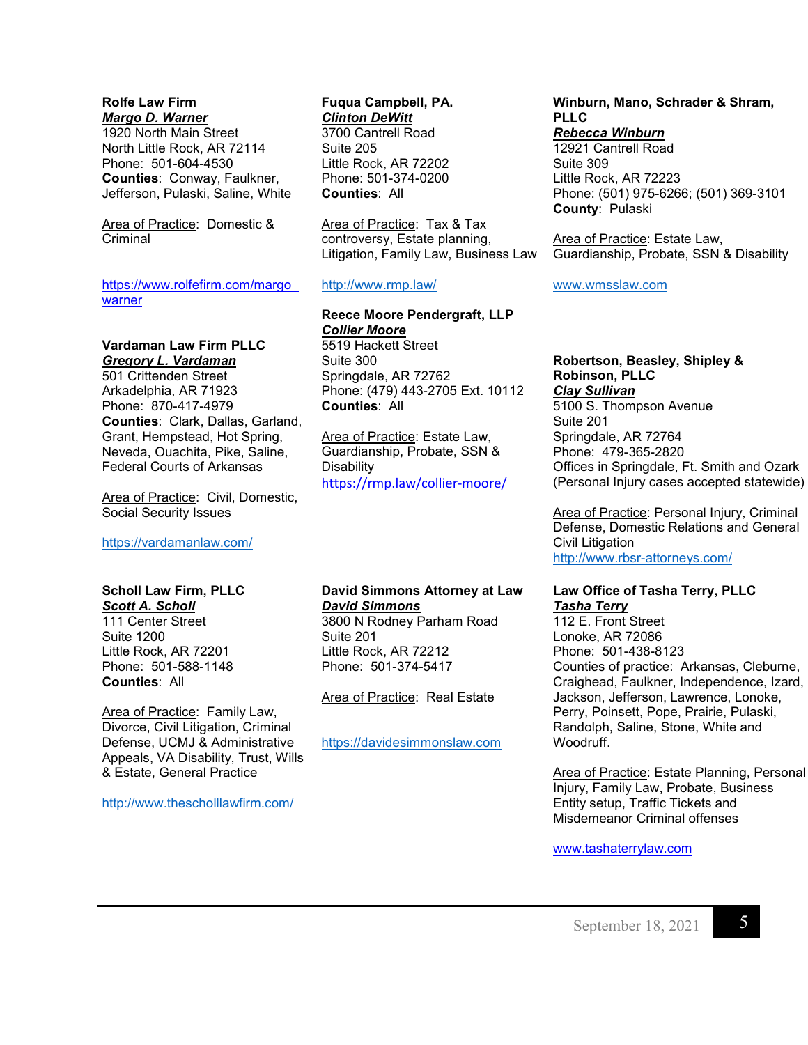**Rolfe Law Firm**
***Margo D. Warner***
1920 North Main Street
North Little Rock, AR 72114
Phone: 501-604-4530
**Counties**: Conway, Faulkner, Jefferson, Pulaski, Saline, White

Area of Practice: Domestic & Criminal

https://www.rolfefirm.com/margo_warner

**Vardaman Law Firm PLLC**
***Gregory L. Vardaman***
501 Crittenden Street
Arkadelphia, AR 71923
Phone: 870-417-4979
**Counties**: Clark, Dallas, Garland, Grant, Hempstead, Hot Spring, Neveda, Ouachita, Pike, Saline, Federal Courts of Arkansas

Area of Practice: Civil, Domestic, Social Security Issues

https://vardamanlaw.com/

**Scholl Law Firm, PLLC**
***Scott A. Scholl***
111 Center Street
Suite 1200
Little Rock, AR 72201
Phone: 501-588-1148
**Counties**: All

Area of Practice: Family Law, Divorce, Civil Litigation, Criminal Defense, UCMJ & Administrative Appeals, VA Disability, Trust, Wills & Estate, General Practice

http://www.theschollawfirm.com/

**Fuqua Campbell, PA.**
***Clinton DeWitt***
3700 Cantrell Road
Suite 205
Little Rock, AR 72202
Phone: 501-374-0200
**Counties**: All

Area of Practice: Tax & Tax controversy, Estate planning, Litigation, Family Law, Business Law

http://www.rmp.law/

**Reece Moore Pendergraft, LLP**
***Collier Moore***
5519 Hackett Street
Suite 300
Springdale, AR 72762
Phone: (479) 443-2705 Ext. 10112
**Counties**: All

Area of Practice: Estate Law, Guardianship, Probate, SSN & Disability
https://rmp.law/collier-moore/

**David Simmons Attorney at Law**
***David Simmons***
3800 N Rodney Parham Road
Suite 201
Little Rock, AR 72212
Phone: 501-374-5417

Area of Practice: Real Estate

https://davidesimmonslaw.com

**Winburn, Mano, Schrader & Shram, PLLC**
***Rebecca Winburn***
12921 Cantrell Road
Suite 309
Little Rock, AR 72223
Phone: (501) 975-6266; (501) 369-3101
**County**: Pulaski

Area of Practice: Estate Law, Guardianship, Probate, SSN & Disability

www.wmsslaw.com

**Robertson, Beasley, Shipley & Robinson, PLLC**
***Clay Sullivan***
5100 S. Thompson Avenue
Suite 201
Springdale, AR 72764
Phone: 479-365-2820
Offices in Springdale, Ft. Smith and Ozark (Personal Injury cases accepted statewide)

Area of Practice: Personal Injury, Criminal Defense, Domestic Relations and General Civil Litigation
http://www.rbsr-attorneys.com/

**Law Office of Tasha Terry, PLLC**
***Tasha Terry***
112 E. Front Street
Lonoke, AR 72086
Phone: 501-438-8123
Counties of practice: Arkansas, Cleburne, Craighead, Faulkner, Independence, Izard, Jackson, Jefferson, Lawrence, Lonoke, Perry, Poinsett, Pope, Prairie, Pulaski, Randolph, Saline, Stone, White and Woodruff.

Area of Practice: Estate Planning, Personal Injury, Family Law, Probate, Business Entity setup, Traffic Tickets and Misdemeanor Criminal offenses

www.tashaterrylaw.com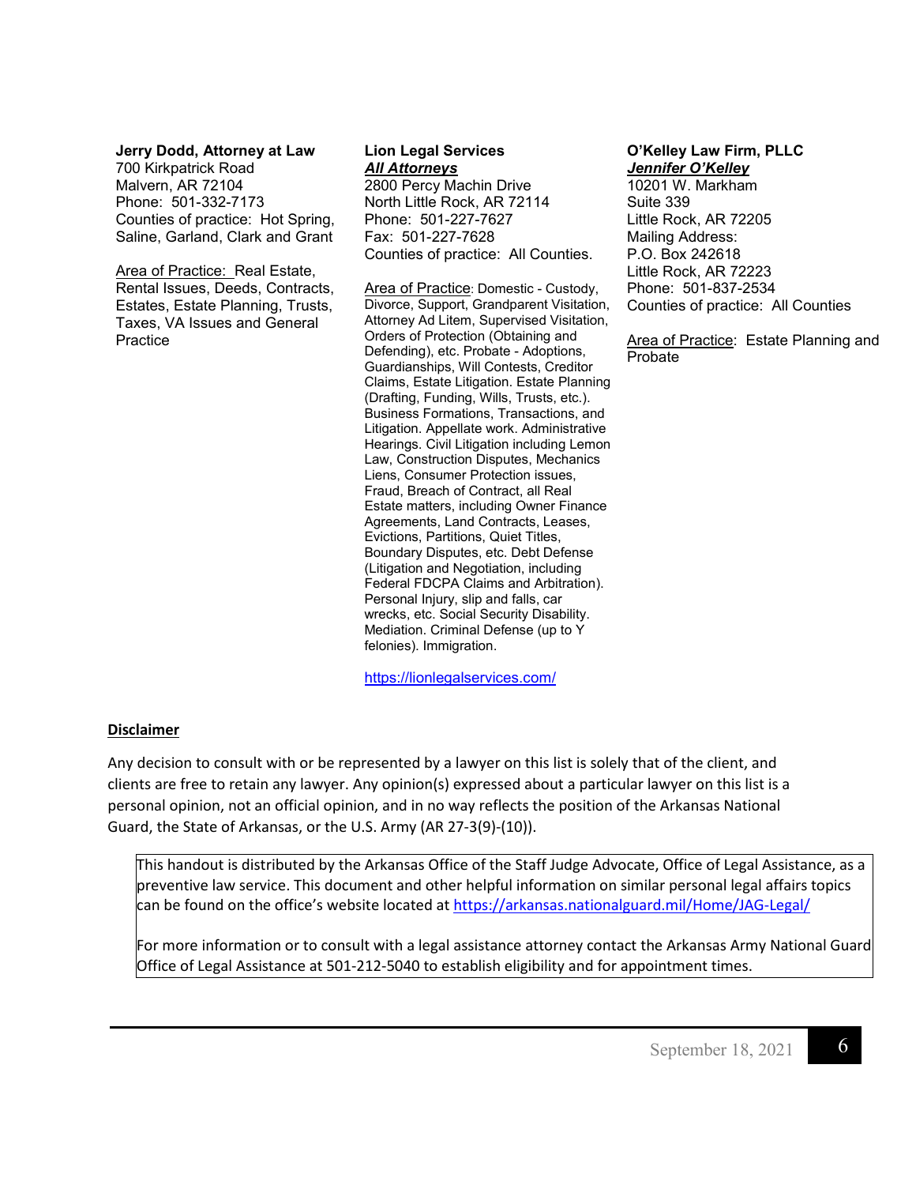**Jerry Dodd, Attorney at Law**
700 Kirkpatrick Road
Malvern, AR 72104
Phone: 501-332-7173
Counties of practice: Hot Spring, Saline, Garland, Clark and Grant

Area of Practice: Real Estate, Rental Issues, Deeds, Contracts, Estates, Estate Planning, Trusts, Taxes, VA Issues and General Practice

**Lion Legal Services**
***All Attorneys***
2800 Percy Machin Drive
North Little Rock, AR 72114
Phone: 501-227-7627
Fax: 501-227-7628
Counties of practice: All Counties.

Area of Practice: Domestic - Custody, Divorce, Support, Grandparent Visitation, Attorney Ad Litem, Supervised Visitation, Orders of Protection (Obtaining and Defending), etc. Probate - Adoptions, Guardianships, Will Contests, Creditor Claims, Estate Litigation. Estate Planning (Drafting, Funding, Wills, Trusts, etc.). Business Formations, Transactions, and Litigation. Appellate work. Administrative Hearings. Civil Litigation including Lemon Law, Construction Disputes, Mechanics Liens, Consumer Protection issues, Fraud, Breach of Contract, all Real Estate matters, including Owner Finance Agreements, Land Contracts, Leases, Evictions, Partitions, Quiet Titles, Boundary Disputes, etc. Debt Defense (Litigation and Negotiation, including Federal FDCPA Claims and Arbitration). Personal Injury, slip and falls, car wrecks, etc. Social Security Disability. Mediation. Criminal Defense (up to Y felonies). Immigration.

https://lionlegalservices.com/

**O'Kelley Law Firm, PLLC**
***Jennifer O'Kelley***
10201 W. Markham
Suite 339
Little Rock, AR 72205
Mailing Address:
P.O. Box 242618
Little Rock, AR 72223
Phone: 501-837-2534
Counties of practice: All Counties

Area of Practice: Estate Planning and Probate

**Disclaimer**

Any decision to consult with or be represented by a lawyer on this list is solely that of the client, and clients are free to retain any lawyer. Any opinion(s) expressed about a particular lawyer on this list is a personal opinion, not an official opinion, and in no way reflects the position of the Arkansas National Guard, the State of Arkansas, or the U.S. Army (AR 27-3(9)-(10)).

This handout is distributed by the Arkansas Office of the Staff Judge Advocate, Office of Legal Assistance, as a preventive law service. This document and other helpful information on similar personal legal affairs topics can be found on the office's website located at https://arkansas.nationalguard.mil/Home/JAG-Legal/

For more information or to consult with a legal assistance attorney contact the Arkansas Army National Guard Office of Legal Assistance at 501-212-5040 to establish eligibility and for appointment times.

September 18, 2021